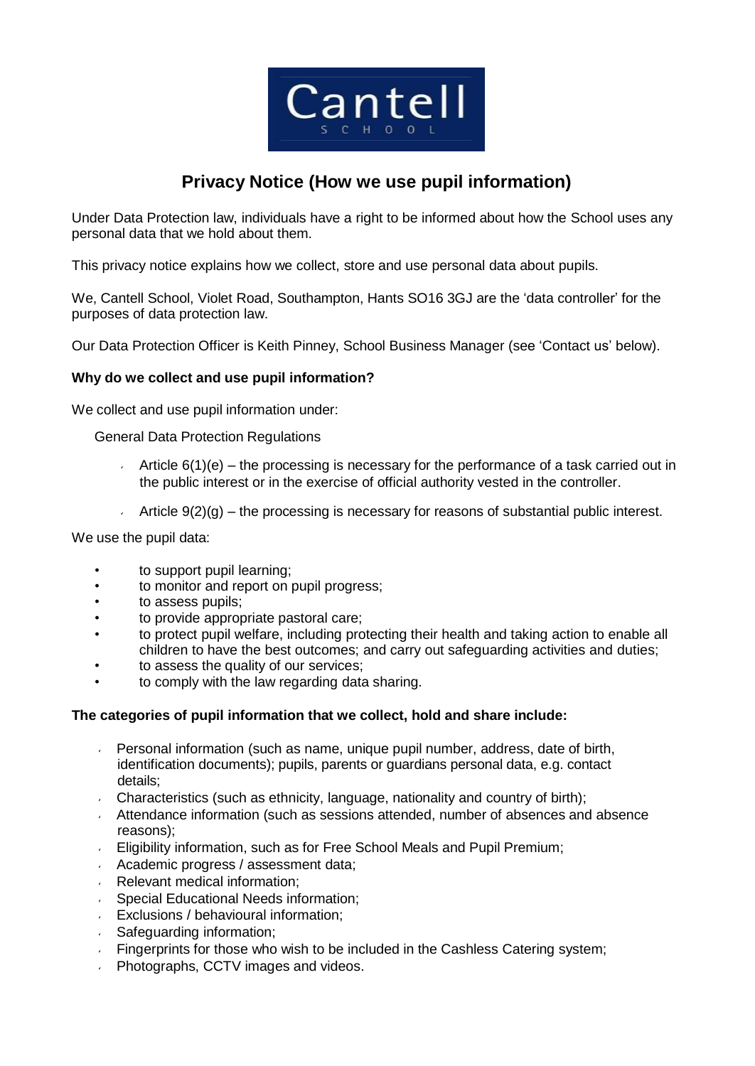Cantell

SCHOOL

# Privacy Notice (How we use pupil information)

Under Data Protection law, individuals have a right to be informed about how the School uses any personal data that we hold about them.

This privacy notice explains how we collect, store and use personal data about pupils.

We, Cantell School, Violet Road, Southampton, Hants SO16 3GJ are the 'data controller' for the purposes of data protection law.

Our Data Protection Officer is Keith Pinney, School Business Manager (see 'Contact us' below).

**Why do we collect and use pupil information?**

We collect and use pupil information under:

General Data Protection Regulations

- Article 6(1)(e) – the processing is necessary for the performance of a task carried out in the public interest or in the exercise of official authority vested in the controller.
- Article 9(2)(g) – the processing is necessary for reasons of substantial public interest.

We use the pupil data:

- to support pupil learning;
- to monitor and report on pupil progress;
- to assess pupils;
- to provide appropriate pastoral care;
- to protect pupil welfare, including protecting their health and taking action to enable all children to have the best outcomes; and carry out safeguarding activities and duties;
- to assess the quality of our services;
- to comply with the law regarding data sharing.

**The categories of pupil information that we collect, hold and share include:**

- Personal information (such as name, unique pupil number, address, date of birth, identification documents); pupils, parents or guardians personal data, e.g. contact details;
- Characteristics (such as ethnicity, language, nationality and country of birth);
- Attendance information (such as sessions attended, number of absences and absence reasons);
- Eligibility information, such as for Free School Meals and Pupil Premium;
- Academic progress / assessment data;
- Relevant medical information;
- Special Educational Needs information;
- Exclusions / behavioural information;
- Safeguarding information;
- Fingerprints for those who wish to be included in the Cashless Catering system;
- Photographs, CCTV images and videos.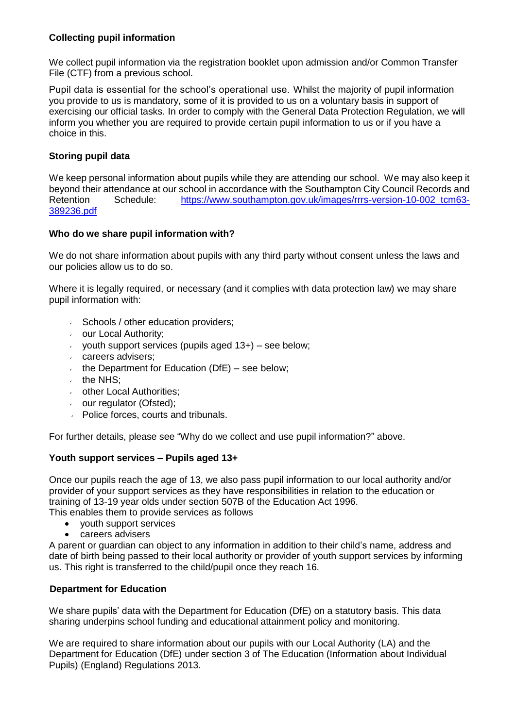**Collecting pupil information**

We collect pupil information via the registration booklet upon admission and/or Common Transfer File (CTF) from a previous school.

Pupil data is essential for the school's operational use. Whilst the majority of pupil information you provide to us is mandatory, some of it is provided to us on a voluntary basis in support of exercising our official tasks. In order to comply with the General Data Protection Regulation, we will inform you whether you are required to provide certain pupil information to us or if you have a choice in this.

**Storing pupil data**

We keep personal information about pupils while they are attending our school. We may also keep it beyond their attendance at our school in accordance with the Southampton City Council Records and Retention Schedule: [https://www.southampton.gov.uk/images/rrrs-version-10-002_tcm63-389236.pdf](https://www.southampton.gov.uk/images/rrrs-version-10-002_tcm63-389236.pdf)

**Who do we share pupil information with?**

We do not share information about pupils with any third party without consent unless the laws and our policies allow us to do so.

Where it is legally required, or necessary (and it complies with data protection law) we may share pupil information with:

- Schools / other education providers;
- our Local Authority;
- youth support services (pupils aged 13+) – see below;
- careers advisers;
- the Department for Education (DfE) – see below;
- the NHS;
- other Local Authorities;
- our regulator (Ofsted);
- Police forces, courts and tribunals.

For further details, please see "Why do we collect and use pupil information?" above.

**Youth support services – Pupils aged 13+**

Once our pupils reach the age of 13, we also pass pupil information to our local authority and/or provider of your support services as they have responsibilities in relation to the education or training of 13-19 year olds under section 507B of the Education Act 1996.
This enables them to provide services as follows

- youth support services
- careers advisers

A parent or guardian can object to any information in addition to their child's name, address and date of birth being passed to their local authority or provider of youth support services by informing us. This right is transferred to the child/pupil once they reach 16.

**Department for Education**

We share pupils' data with the Department for Education (DfE) on a statutory basis. This data sharing underpins school funding and educational attainment policy and monitoring.

We are required to share information about our pupils with our Local Authority (LA) and the Department for Education (DfE) under section 3 of The Education (Information about Individual Pupils) (England) Regulations 2013.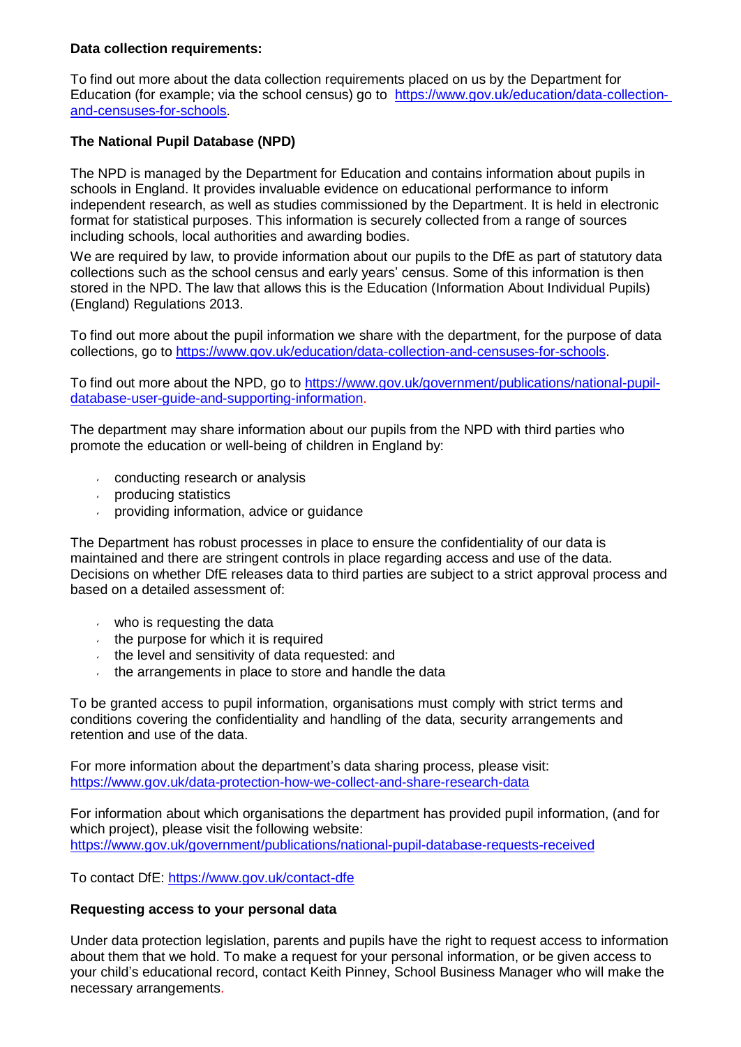**Data collection requirements:**

To find out more about the data collection requirements placed on us by the Department for Education (for example; via the school census) go to [https://www.gov.uk/education/data-collection-and-censuses-for-schools](https://www.gov.uk/education/data-collection-and-censuses-for-schools).

**The National Pupil Database (NPD)**

The NPD is managed by the Department for Education and contains information about pupils in schools in England. It provides invaluable evidence on educational performance to inform independent research, as well as studies commissioned by the Department. It is held in electronic format for statistical purposes. This information is securely collected from a range of sources including schools, local authorities and awarding bodies.

We are required by law, to provide information about our pupils to the DfE as part of statutory data collections such as the school census and early years' census. Some of this information is then stored in the NPD. The law that allows this is the Education (Information About Individual Pupils) (England) Regulations 2013.

To find out more about the pupil information we share with the department, for the purpose of data collections, go to [https://www.gov.uk/education/data-collection-and-censuses-for-schools](https://www.gov.uk/education/data-collection-and-censuses-for-schools).

To find out more about the NPD, go to [https://www.gov.uk/government/publications/national-pupil-database-user-guide-and-supporting-information](https://www.gov.uk/government/publications/national-pupil-database-user-guide-and-supporting-information).

The department may share information about our pupils from the NPD with third parties who promote the education or well-being of children in England by:

- conducting research or analysis
- producing statistics
- providing information, advice or guidance

The Department has robust processes in place to ensure the confidentiality of our data is maintained and there are stringent controls in place regarding access and use of the data. Decisions on whether DfE releases data to third parties are subject to a strict approval process and based on a detailed assessment of:

- who is requesting the data
- the purpose for which it is required
- the level and sensitivity of data requested: and
- the arrangements in place to store and handle the data

To be granted access to pupil information, organisations must comply with strict terms and conditions covering the confidentiality and handling of the data, security arrangements and retention and use of the data.

For more information about the department's data sharing process, please visit:
[https://www.gov.uk/data-protection-how-we-collect-and-share-research-data](https://www.gov.uk/data-protection-how-we-collect-and-share-research-data)

For information about which organisations the department has provided pupil information, (and for which project), please visit the following website:
[https://www.gov.uk/government/publications/national-pupil-database-requests-received](https://www.gov.uk/government/publications/national-pupil-database-requests-received)

To contact DfE: [https://www.gov.uk/contact-dfe](https://www.gov.uk/contact-dfe)

**Requesting access to your personal data**

Under data protection legislation, parents and pupils have the right to request access to information about them that we hold. To make a request for your personal information, or be given access to your child's educational record, contact Keith Pinney, School Business Manager who will make the necessary arrangements.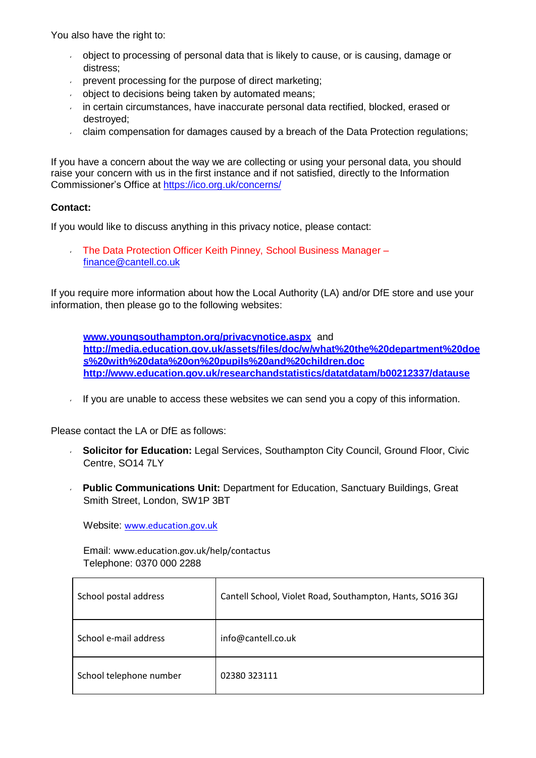You also have the right to:

- object to processing of personal data that is likely to cause, or is causing, damage or distress;
- prevent processing for the purpose of direct marketing;
- object to decisions being taken by automated means;
- in certain circumstances, have inaccurate personal data rectified, blocked, erased or destroyed;
- claim compensation for damages caused by a breach of the Data Protection regulations;

If you have a concern about the way we are collecting or using your personal data, you should raise your concern with us in the first instance and if not satisfied, directly to the Information Commissioner's Office at https://ico.org.uk/concerns/

**Contact:**

If you would like to discuss anything in this privacy notice, please contact:

- The Data Protection Officer Keith Pinney, School Business Manager – finance@cantell.co.uk

If you require more information about how the Local Authority (LA) and/or DfE store and use your information, then please go to the following websites:

**www.youngsouthampton.org/privacynotice.aspx** and
**http://media.education.gov.uk/assets/files/doc/w/what%20the%20department%20does%20with%20data%20on%20pupils%20and%20children.doc**
**http://www.education.gov.uk/researchandstatistics/datatdatam/b00212337/datause**

- If you are unable to access these websites we can send you a copy of this information.

Please contact the LA or DfE as follows:

- **Solicitor for Education:** Legal Services, Southampton City Council, Ground Floor, Civic Centre, SO14 7LY
- **Public Communications Unit:** Department for Education, Sanctuary Buildings, Great Smith Street, London, SW1P 3BT

  Website: www.education.gov.uk

  Email: www.education.gov.uk/help/contactus
  Telephone: 0370 000 2288

| | |
|---|---|
| School postal address | Cantell School, Violet Road, Southampton, Hants, SO16 3GJ |
| School e-mail address | info@cantell.co.uk |
| School telephone number | 02380 323111 |